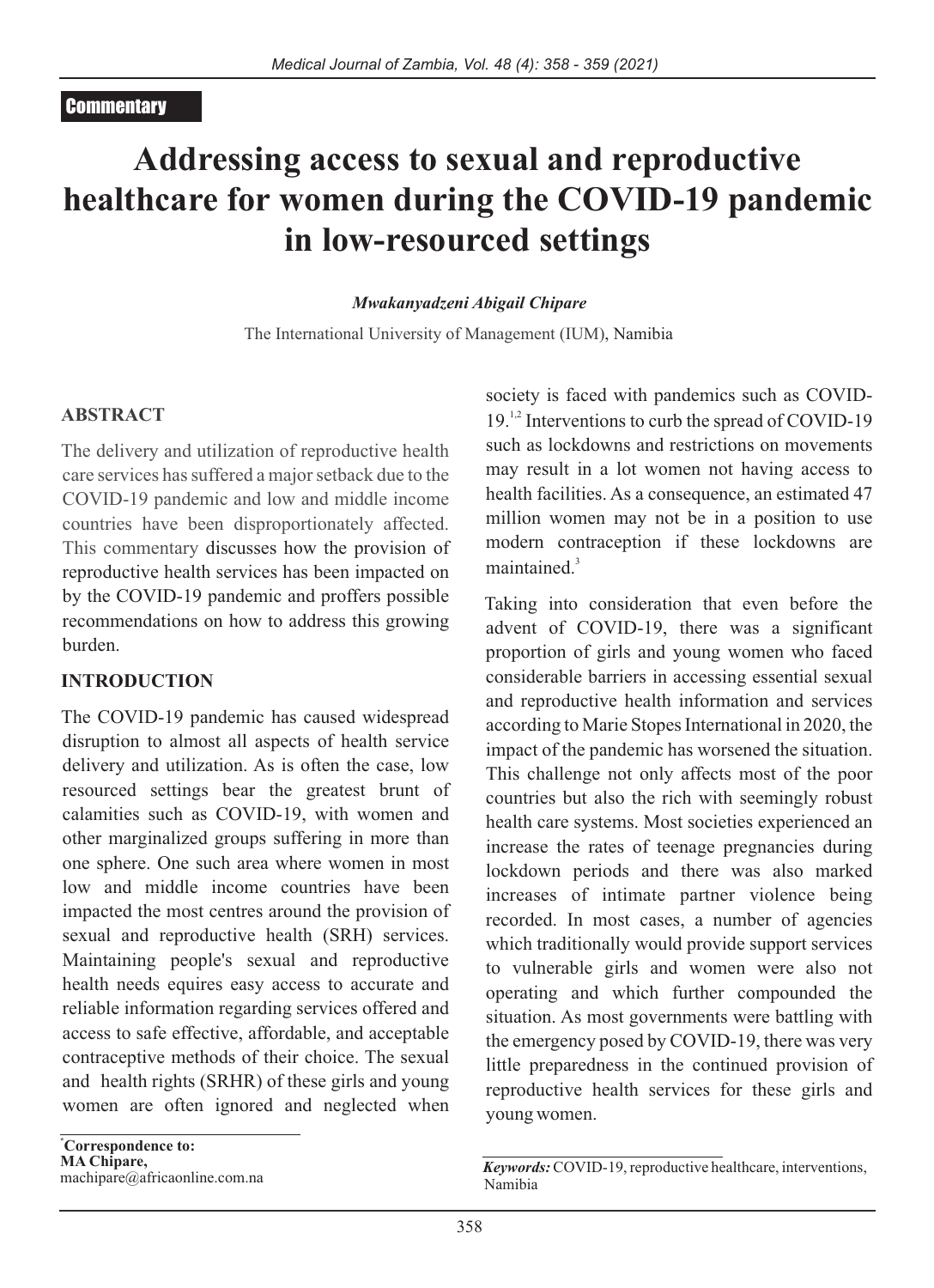Commentary

# Addressing access to sexual and reproductive healthcare for women during the COVID-19 pandemic in low-resourced settings

***Mwakanyadzeni Abigail Chipare***

The International University of Management (IUM), Namibia

## ABSTRACT

The delivery and utilization of reproductive health care services has suffered a major setback due to the COVID-19 pandemic and low and middle income countries have been disproportionately affected. This commentary discusses how the provision of reproductive health services has been impacted on by the COVID-19 pandemic and proffers possible recommendations on how to address this growing burden.

## INTRODUCTION

The COVID-19 pandemic has caused widespread disruption to almost all aspects of health service delivery and utilization. As is often the case, low resourced settings bear the greatest brunt of calamities such as COVID-19, with women and other marginalized groups suffering in more than one sphere. One such area where women in most low and middle income countries have been impacted the most centres around the provision of sexual and reproductive health (SRH) services. Maintaining people's sexual and reproductive health needs equires easy access to accurate and reliable information regarding services offered and access to safe effective, affordable, and acceptable contraceptive methods of their choice. The sexual and health rights (SRHR) of these girls and young women are often ignored and neglected when society is faced with pandemics such as COVID-19.[1,2] Interventions to curb the spread of COVID-19 such as lockdowns and restrictions on movements may result in a lot women not having access to health facilities. As a consequence, an estimated 47 million women may not be in a position to use modern contraception if these lockdowns are maintained.[3]

Taking into consideration that even before the advent of COVID-19, there was a significant proportion of girls and young women who faced considerable barriers in accessing essential sexual and reproductive health information and services according to Marie Stopes International in 2020, the impact of the pandemic has worsened the situation. This challenge not only affects most of the poor countries but also the rich with seemingly robust health care systems. Most societies experienced an increase the rates of teenage pregnancies during lockdown periods and there was also marked increases of intimate partner violence being recorded. In most cases, a number of agencies which traditionally would provide support services to vulnerable girls and women were also not operating and which further compounded the situation. As most governments were battling with the emergency posed by COVID-19, there was very little preparedness in the continued provision of reproductive health services for these girls and young women.

*Correspondence to:
**MA Chipare,**
machipare@africaonline.com.na

***Keywords:*** COVID-19, reproductive healthcare, interventions, Namibia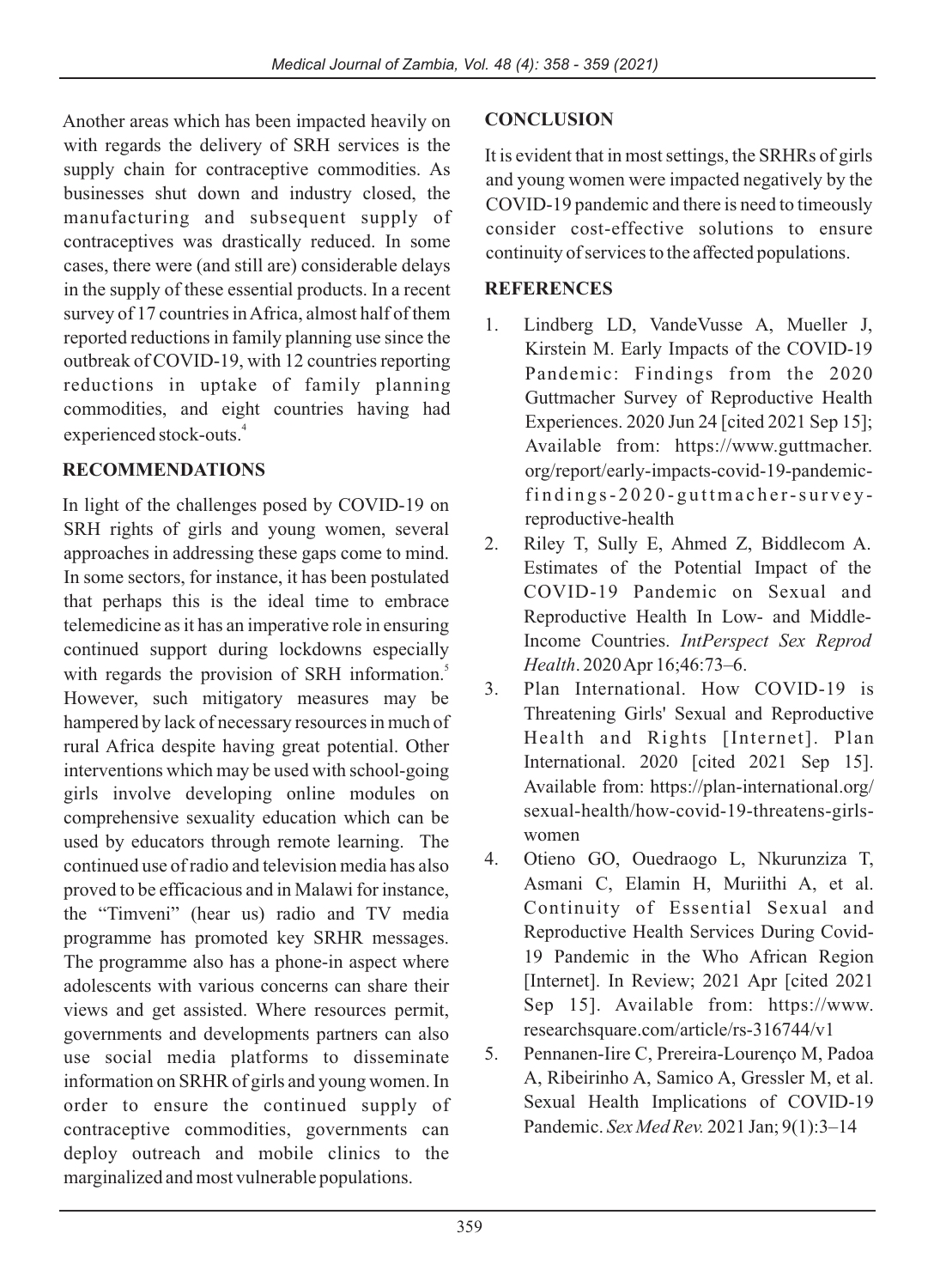Another areas which has been impacted heavily on with regards the delivery of SRH services is the supply chain for contraceptive commodities. As businesses shut down and industry closed, the manufacturing and subsequent supply of contraceptives was drastically reduced. In some cases, there were (and still are) considerable delays in the supply of these essential products. In a recent survey of 17 countries in Africa, almost half of them reported reductions in family planning use since the outbreak of COVID-19, with 12 countries reporting reductions in uptake of family planning commodities, and eight countries having had experienced stock-outs.[4]

## RECOMMENDATIONS

In light of the challenges posed by COVID-19 on SRH rights of girls and young women, several approaches in addressing these gaps come to mind. In some sectors, for instance, it has been postulated that perhaps this is the ideal time to embrace telemedicine as it has an imperative role in ensuring continued support during lockdowns especially with regards the provision of SRH information.[5] However, such mitigatory measures may be hampered by lack of necessary resources in much of rural Africa despite having great potential. Other interventions which may be used with school-going girls involve developing online modules on comprehensive sexuality education which can be used by educators through remote learning. The continued use of radio and television media has also proved to be efficacious and in Malawi for instance, the "Timveni" (hear us) radio and TV media programme has promoted key SRHR messages. The programme also has a phone-in aspect where adolescents with various concerns can share their views and get assisted. Where resources permit, governments and developments partners can also use social media platforms to disseminate information on SRHR of girls and young women. In order to ensure the continued supply of contraceptive commodities, governments can deploy outreach and mobile clinics to the marginalized and most vulnerable populations.

## CONCLUSION

It is evident that in most settings, the SRHRs of girls and young women were impacted negatively by the COVID-19 pandemic and there is need to timeously consider cost-effective solutions to ensure continuity of services to the affected populations.

## REFERENCES

1. Lindberg LD, VandeVusse A, Mueller J, Kirstein M. Early Impacts of the COVID-19 Pandemic: Findings from the 2020 Guttmacher Survey of Reproductive Health Experiences. 2020 Jun 24 [cited 2021 Sep 15]; Available from: https://www.guttmacher.org/report/early-impacts-covid-19-pandemic-findings-2020-guttmacher-survey-reproductive-health
2. Riley T, Sully E, Ahmed Z, Biddlecom A. Estimates of the Potential Impact of the COVID-19 Pandemic on Sexual and Reproductive Health In Low- and Middle-Income Countries. *IntPerspect Sex Reprod Health*. 2020 Apr 16;46:73–6.
3. Plan International. How COVID-19 is Threatening Girls' Sexual and Reproductive Health and Rights [Internet]. Plan International. 2020 [cited 2021 Sep 15]. Available from: https://plan-international.org/sexual-health/how-covid-19-threatens-girls-women
4. Otieno GO, Ouedraogo L, Nkurunziza T, Asmani C, Elamin H, Muriithi A, et al. Continuity of Essential Sexual and Reproductive Health Services During Covid-19 Pandemic in the Who African Region [Internet]. In Review; 2021 Apr [cited 2021 Sep 15]. Available from: https://www.researchsquare.com/article/rs-316744/v1
5. Pennanen-Iire C, Prereira-Lourenço M, Padoa A, Ribeirinho A, Samico A, Gressler M, et al. Sexual Health Implications of COVID-19 Pandemic. *Sex Med Rev.* 2021 Jan; 9(1):3–14